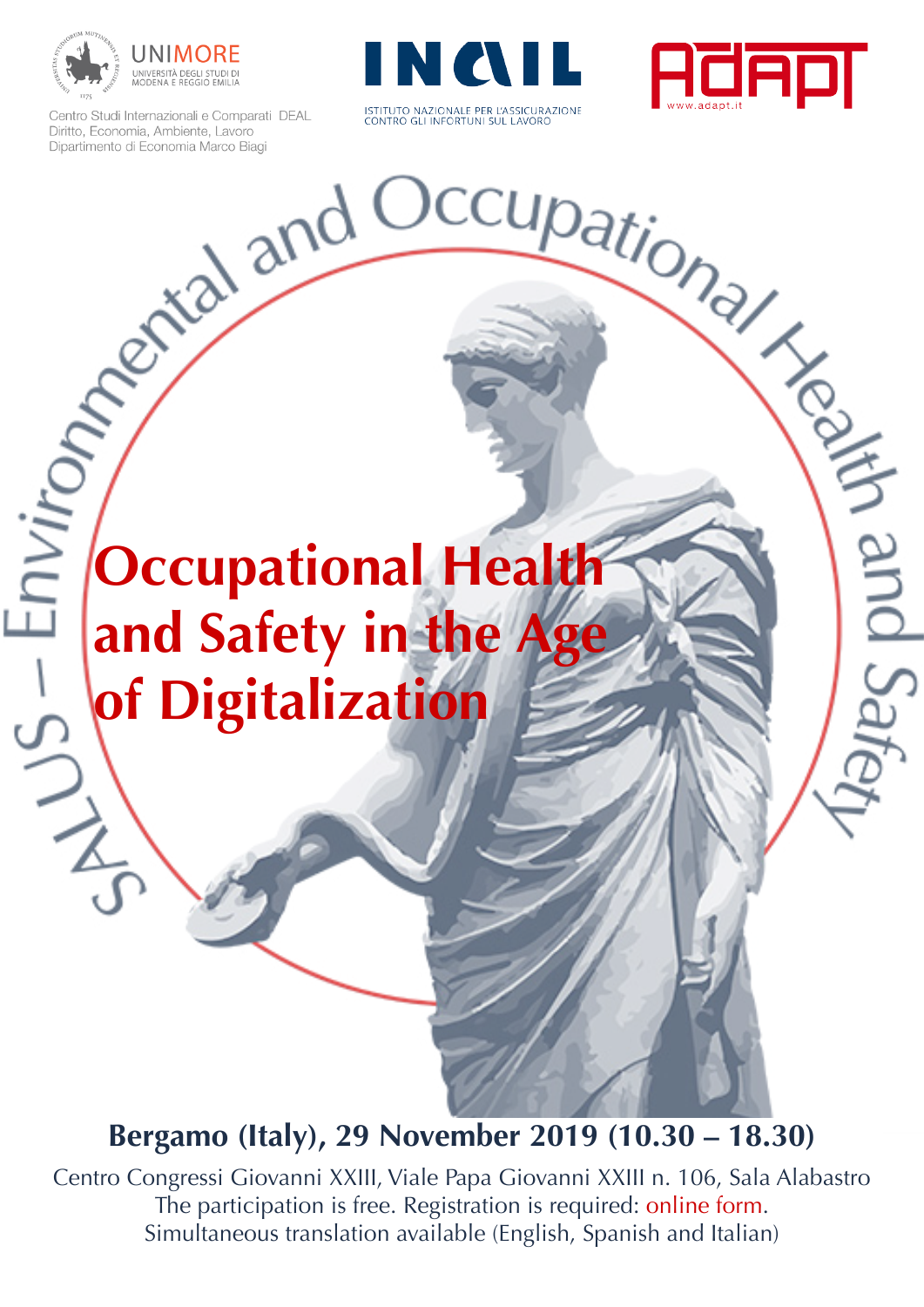UNIMORE
UNIVERSITÀ DEGLI STUDI DI MODENA E REGGIO EMILIA

Centro Studi Internazionali e Comparati DEAL
Diritto, Economia, Ambiente, Lavoro
Dipartimento di Economia Marco Biagi

INAIL
ISTITUTO NAZIONALE PER L'ASSICURAZIONE CONTRO GLI INFORTUNI SUL LAVORO

ADAPT
www.adapt.it

SALUS – Environmental and Occupational Health and Safety

# Occupational Health and Safety in the Age of Digitalization

**Bergamo (Italy), 29 November 2019 (10.30 – 18.30)**

Centro Congressi Giovanni XXIII, Viale Papa Giovanni XXIII n. 106, Sala Alabastro
The participation is free. Registration is required: online form.
Simultaneous translation available (English, Spanish and Italian)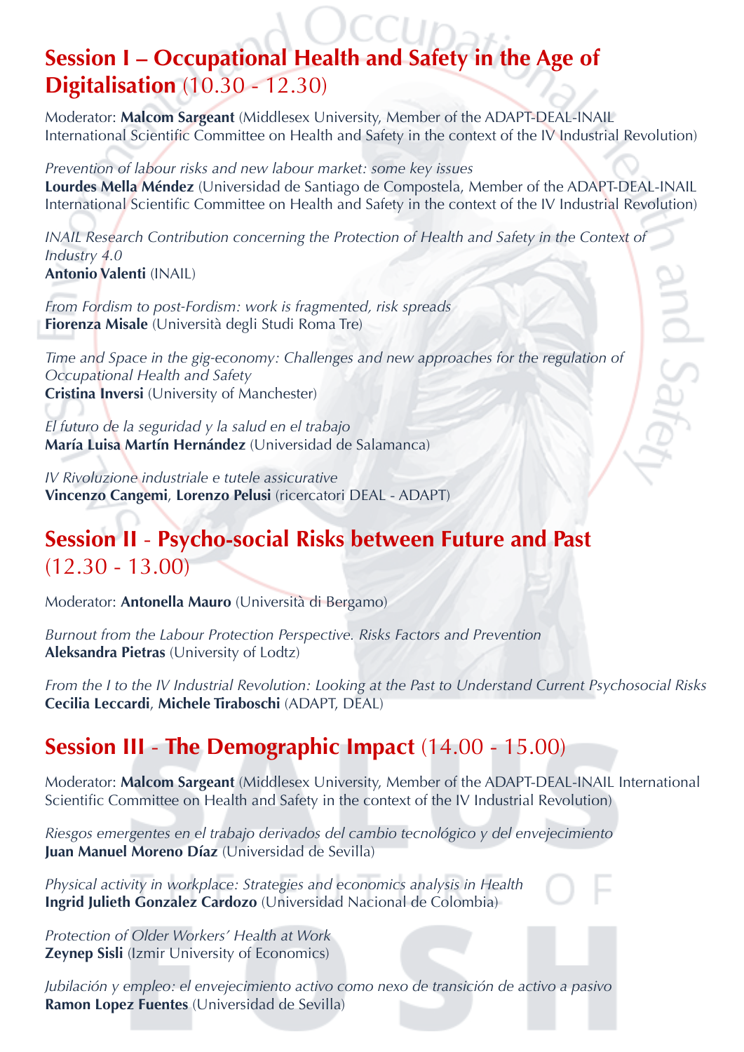## **Session I – Occupational Health and Safety in the Age of Digitalisation** (10.30 - 12.30)

Moderator: **Malcom Sargeant** (Middlesex University, Member of the ADAPT-DEAL-INAIL International Scientific Committee on Health and Safety in the context of the IV Industrial Revolution)

*Prevention of labour risks and new labour market: some key issues*
**Lourdes Mella Méndez** (Universidad de Santiago de Compostela, Member of the ADAPT-DEAL-INAIL International Scientific Committee on Health and Safety in the context of the IV Industrial Revolution)

*INAIL Research Contribution concerning the Protection of Health and Safety in the Context of Industry 4.0*
**Antonio Valenti** (INAIL)

*From Fordism to post-Fordism: work is fragmented, risk spreads*
**Fiorenza Misale** (Università degli Studi Roma Tre)

*Time and Space in the gig-economy: Challenges and new approaches for the regulation of Occupational Health and Safety*
**Cristina Inversi** (University of Manchester)

*El futuro de la seguridad y la salud en el trabajo*
**María Luisa Martín Hernández** (Universidad de Salamanca)

*IV Rivoluzione industriale e tutele assicurative*
**Vincenzo Cangemi**, **Lorenzo Pelusi** (ricercatori DEAL - ADAPT)

## **Session II - Psycho-social Risks between Future and Past** (12.30 - 13.00)

Moderator: **Antonella Mauro** (Università di Bergamo)

*Burnout from the Labour Protection Perspective. Risks Factors and Prevention*
**Aleksandra Pietras** (University of Lodtz)

*From the I to the IV Industrial Revolution: Looking at the Past to Understand Current Psychosocial Risks*
**Cecilia Leccardi**, **Michele Tiraboschi** (ADAPT, DEAL)

## **Session III - The Demographic Impact** (14.00 - 15.00)

Moderator: **Malcom Sargeant** (Middlesex University, Member of the ADAPT-DEAL-INAIL International Scientific Committee on Health and Safety in the context of the IV Industrial Revolution)

*Riesgos emergentes en el trabajo derivados del cambio tecnológico y del envejecimiento*
**Juan Manuel Moreno Díaz** (Universidad de Sevilla)

*Physical activity in workplace: Strategies and economics analysis in Health*
**Ingrid Julieth Gonzalez Cardozo** (Universidad Nacional de Colombia)

*Protection of Older Workers' Health at Work*
**Zeynep Sisli** (Izmir University of Economics)

*Jubilación y empleo: el envejecimiento activo como nexo de transición de activo a pasivo*
**Ramon Lopez Fuentes** (Universidad de Sevilla)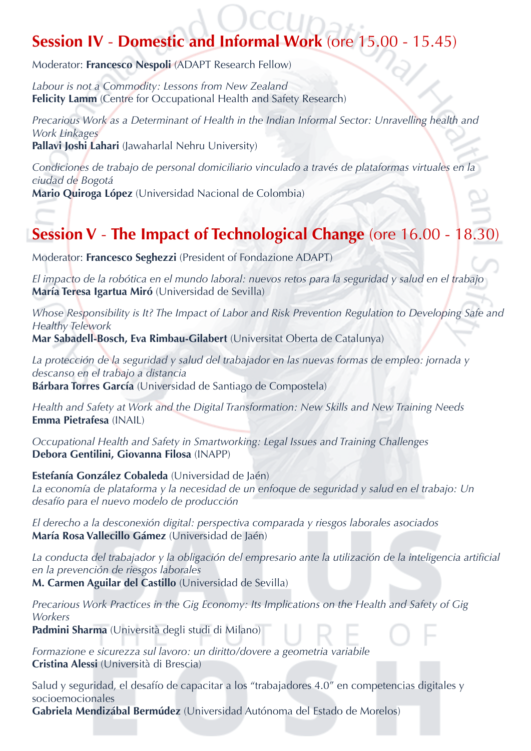## Session IV - Domestic and Informal Work (ore 15.00 - 15.45)

Moderator: **Francesco Nespoli** (ADAPT Research Fellow)

*Labour is not a Commodity: Lessons from New Zealand*
**Felicity Lamm** (Centre for Occupational Health and Safety Research)

*Precarious Work as a Determinant of Health in the Indian Informal Sector: Unravelling health and Work Linkages*
**Pallavi Joshi Lahari** (Jawaharlal Nehru University)

*Condiciones de trabajo de personal domiciliario vinculado a través de plataformas virtuales en la ciudad de Bogotá*
**Mario Quiroga López** (Universidad Nacional de Colombia)

## Session V - The Impact of Technological Change (ore 16.00 - 18.30)

Moderator: **Francesco Seghezzi** (President of Fondazione ADAPT)

*El impacto de la robótica en el mundo laboral: nuevos retos para la seguridad y salud en el trabajo*
**María Teresa Igartua Miró** (Universidad de Sevilla)

*Whose Responsibility is It? The Impact of Labor and Risk Prevention Regulation to Developing Safe and Healthy Telework*
**Mar Sabadell-Bosch, Eva Rimbau-Gilabert** (Universitat Oberta de Catalunya)

*La protección de la seguridad y salud del trabajador en las nuevas formas de empleo: jornada y descanso en el trabajo a distancia*
**Bárbara Torres García** (Universidad de Santiago de Compostela)

*Health and Safety at Work and the Digital Transformation: New Skills and New Training Needs*
**Emma Pietrafesa** (INAIL)

*Occupational Health and Safety in Smartworking: Legal Issues and Training Challenges*
**Debora Gentilini, Giovanna Filosa** (INAPP)

**Estefanía González Cobaleda** (Universidad de Jaén)
*La economía de plataforma y la necesidad de un enfoque de seguridad y salud en el trabajo: Un desafío para el nuevo modelo de producción*

*El derecho a la desconexión digital: perspectiva comparada y riesgos laborales asociados*
**María Rosa Vallecillo Gámez** (Universidad de Jaén)

*La conducta del trabajador y la obligación del empresario ante la utilización de la inteligencia artificial en la prevención de riesgos laborales*
**M. Carmen Aguilar del Castillo** (Universidad de Sevilla)

*Precarious Work Practices in the Gig Economy: Its Implications on the Health and Safety of Gig Workers*
**Padmini Sharma** (Università degli studi di Milano)

*Formazione e sicurezza sul lavoro: un diritto/dovere a geometria variabile*
**Cristina Alessi** (Università di Brescia)

Salud y seguridad, el desafío de capacitar a los "trabajadores 4.0" en competencias digitales y socioemocionales
**Gabriela Mendizábal Bermúdez** (Universidad Autónoma del Estado de Morelos)